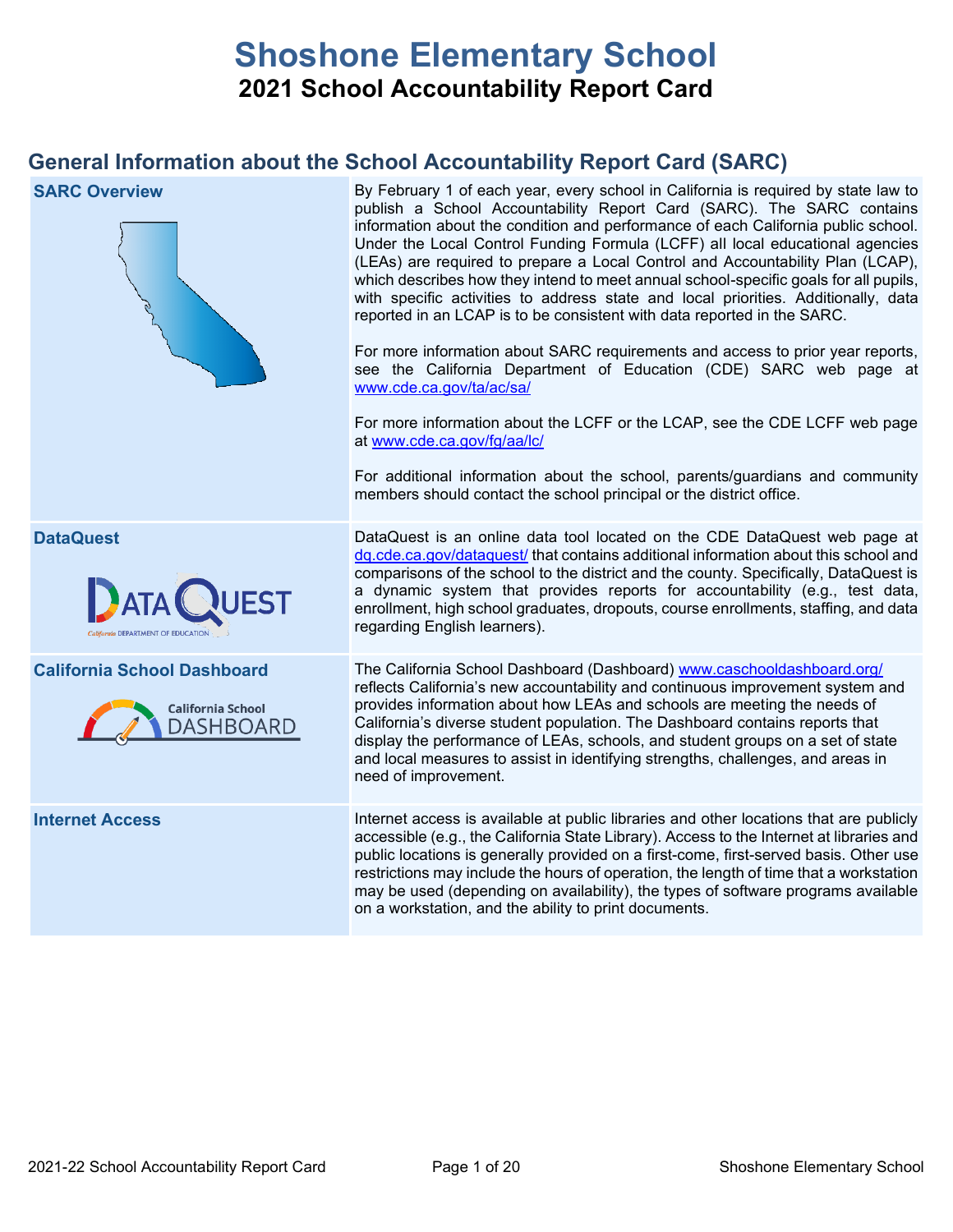# Shoshone Elementary School

## 2021 School Accountability Report Card

## General Information about the School Accountability Report Card (SARC)

| | |
|---|---|
| **SARC Overview** | By February 1 of each year, every school in California is required by state law to publish a School Accountability Report Card (SARC). The SARC contains information about the condition and performance of each California public school. Under the Local Control Funding Formula (LCFF) all local educational agencies (LEAs) are required to prepare a Local Control and Accountability Plan (LCAP), which describes how they intend to meet annual school-specific goals for all pupils, with specific activities to address state and local priorities. Additionally, data reported in an LCAP is to be consistent with data reported in the SARC.<br><br>For more information about SARC requirements and access to prior year reports, see the California Department of Education (CDE) SARC web page at www.cde.ca.gov/ta/ac/sa/<br><br>For more information about the LCFF or the LCAP, see the CDE LCFF web page at www.cde.ca.gov/fg/aa/lc/<br><br>For additional information about the school, parents/guardians and community members should contact the school principal or the district office. |
| **DataQuest** | DataQuest is an online data tool located on the CDE DataQuest web page at dq.cde.ca.gov/dataquest/ that contains additional information about this school and comparisons of the school to the district and the county. Specifically, DataQuest is a dynamic system that provides reports for accountability (e.g., test data, enrollment, high school graduates, dropouts, course enrollments, staffing, and data regarding English learners). |
| **California School Dashboard** | The California School Dashboard (Dashboard) www.caschooldashboard.org/ reflects California's new accountability and continuous improvement system and provides information about how LEAs and schools are meeting the needs of California's diverse student population. The Dashboard contains reports that display the performance of LEAs, schools, and student groups on a set of state and local measures to assist in identifying strengths, challenges, and areas in need of improvement. |
| **Internet Access** | Internet access is available at public libraries and other locations that are publicly accessible (e.g., the California State Library). Access to the Internet at libraries and public locations is generally provided on a first-come, first-served basis. Other use restrictions may include the hours of operation, the length of time that a workstation may be used (depending on availability), the types of software programs available on a workstation, and the ability to print documents. |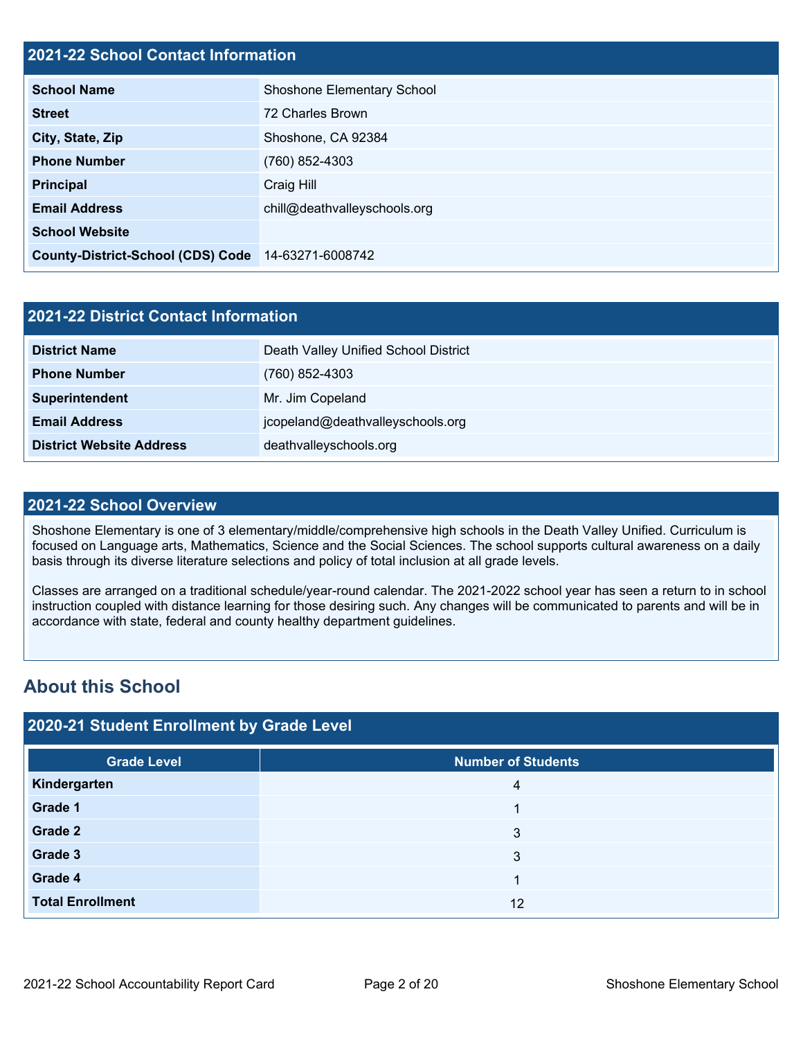## 2021-22 School Contact Information

| 2021-22 School Contact Information | |
|---|---|
| **School Name** | Shoshone Elementary School |
| **Street** | 72 Charles Brown |
| **City, State, Zip** | Shoshone, CA 92384 |
| **Phone Number** | (760) 852-4303 |
| **Principal** | Craig Hill |
| **Email Address** | chill@deathvalleyschools.org |
| **School Website** | |
| **County-District-School (CDS) Code** | 14-63271-6008742 |

## 2021-22 District Contact Information

| 2021-22 District Contact Information | |
|---|---|
| **District Name** | Death Valley Unified School District |
| **Phone Number** | (760) 852-4303 |
| **Superintendent** | Mr. Jim Copeland |
| **Email Address** | jcopeland@deathvalleyschools.org |
| **District Website Address** | deathvalleyschools.org |

## 2021-22 School Overview

Shoshone Elementary is one of 3 elementary/middle/comprehensive high schools in the Death Valley Unified. Curriculum is focused on Language arts, Mathematics, Science and the Social Sciences. The school supports cultural awareness on a daily basis through its diverse literature selections and policy of total inclusion at all grade levels.

Classes are arranged on a traditional schedule/year-round calendar. The 2021-2022 school year has seen a return to in school instruction coupled with distance learning for those desiring such. Any changes will be communicated to parents and will be in accordance with state, federal and county healthy department guidelines.

# About this School

## 2020-21 Student Enrollment by Grade Level

| Grade Level | Number of Students |
|---|---|
| **Kindergarten** | 4 |
| **Grade 1** | 1 |
| **Grade 2** | 3 |
| **Grade 3** | 3 |
| **Grade 4** | 1 |
| **Total Enrollment** | 12 |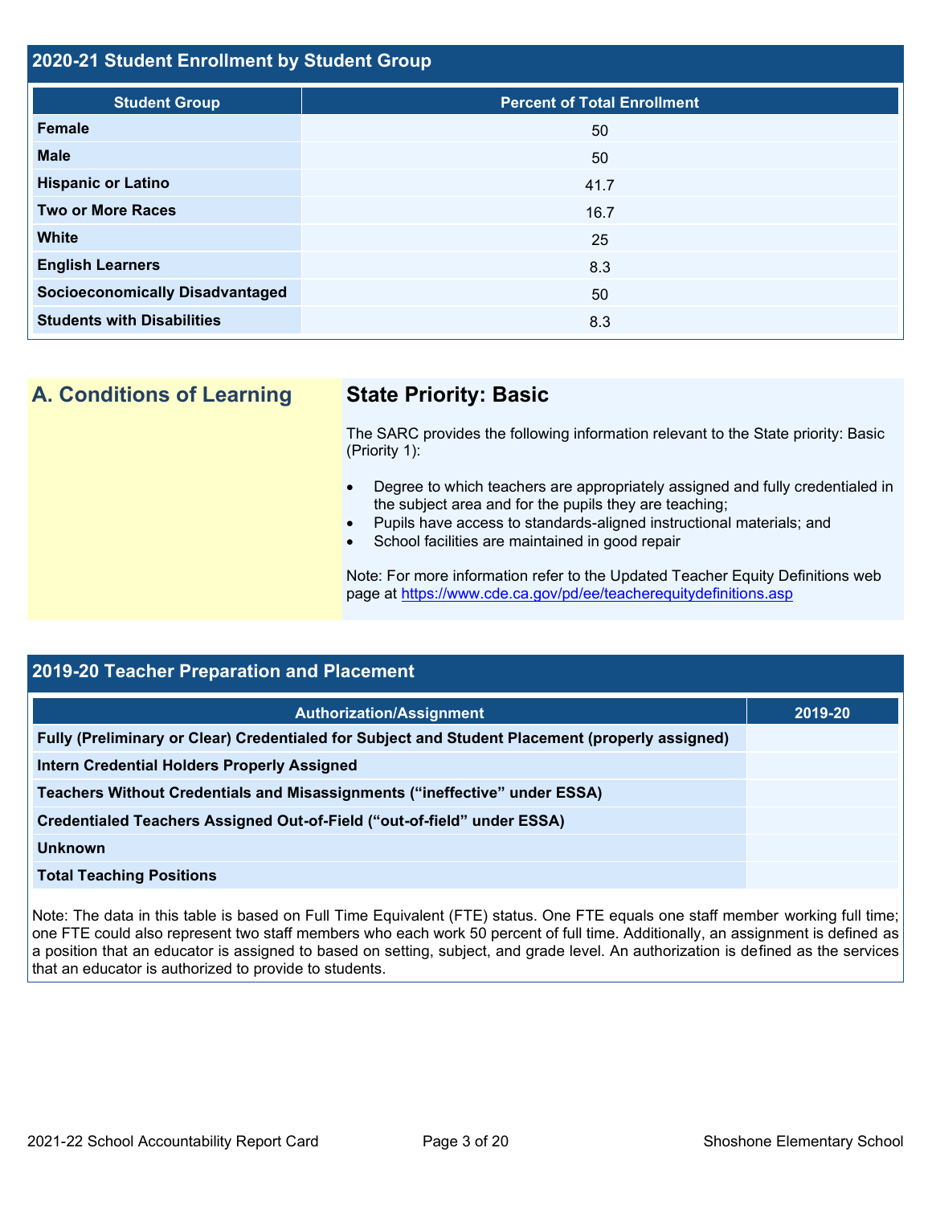## 2020-21 Student Enrollment by Student Group

| Student Group | Percent of Total Enrollment |
| --- | --- |
| **Female** | 50 |
| **Male** | 50 |
| **Hispanic or Latino** | 41.7 |
| **Two or More Races** | 16.7 |
| **White** | 25 |
| **English Learners** | 8.3 |
| **Socioeconomically Disadvantaged** | 50 |
| **Students with Disabilities** | 8.3 |

## A. Conditions of Learning

### State Priority: Basic

The SARC provides the following information relevant to the State priority: Basic (Priority 1):

- Degree to which teachers are appropriately assigned and fully credentialed in the subject area and for the pupils they are teaching;
- Pupils have access to standards-aligned instructional materials; and
- School facilities are maintained in good repair

Note: For more information refer to the Updated Teacher Equity Definitions web page at https://www.cde.ca.gov/pd/ee/teacherequitydefinitions.asp

## 2019-20 Teacher Preparation and Placement

| Authorization/Assignment | 2019-20 |
| --- | --- |
| **Fully (Preliminary or Clear) Credentialed for Subject and Student Placement (properly assigned)** | |
| **Intern Credential Holders Properly Assigned** | |
| **Teachers Without Credentials and Misassignments ("ineffective" under ESSA)** | |
| **Credentialed Teachers Assigned Out-of-Field ("out-of-field" under ESSA)** | |
| **Unknown** | |
| **Total Teaching Positions** | |

Note: The data in this table is based on Full Time Equivalent (FTE) status. One FTE equals one staff member working full time; one FTE could also represent two staff members who each work 50 percent of full time. Additionally, an assignment is defined as a position that an educator is assigned to based on setting, subject, and grade level. An authorization is defined as the services that an educator is authorized to provide to students.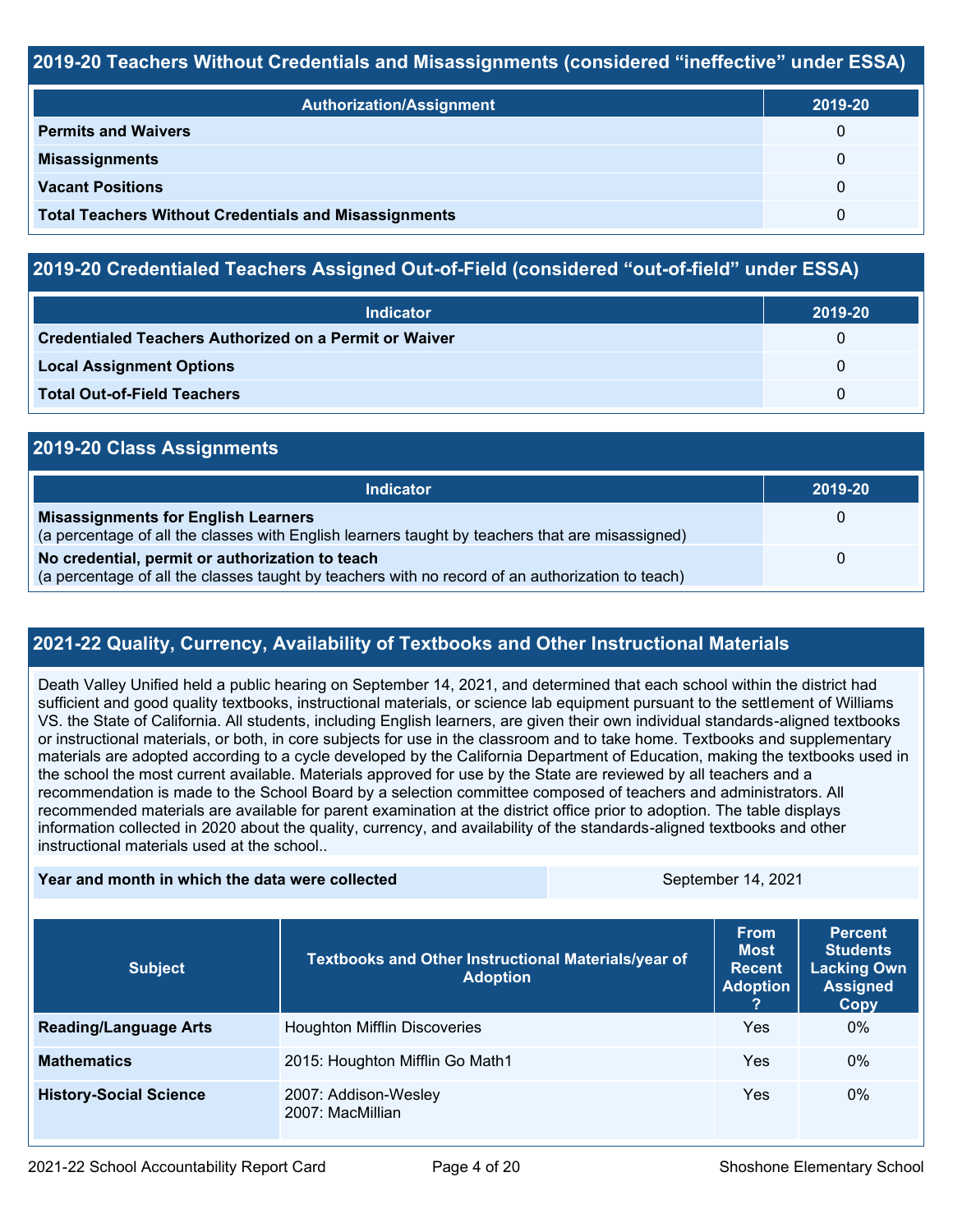## 2019-20 Teachers Without Credentials and Misassignments (considered "ineffective" under ESSA)

| Authorization/Assignment | 2019-20 |
| --- | --- |
| **Permits and Waivers** | 0 |
| **Misassignments** | 0 |
| **Vacant Positions** | 0 |
| **Total Teachers Without Credentials and Misassignments** | 0 |

## 2019-20 Credentialed Teachers Assigned Out-of-Field (considered "out-of-field" under ESSA)

| Indicator | 2019-20 |
| --- | --- |
| **Credentialed Teachers Authorized on a Permit or Waiver** | 0 |
| **Local Assignment Options** | 0 |
| **Total Out-of-Field Teachers** | 0 |

## 2019-20 Class Assignments

| Indicator | 2019-20 |
| --- | --- |
| **Misassignments for English Learners** (a percentage of all the classes with English learners taught by teachers that are misassigned) | 0 |
| **No credential, permit or authorization to teach** (a percentage of all the classes taught by teachers with no record of an authorization to teach) | 0 |

## 2021-22 Quality, Currency, Availability of Textbooks and Other Instructional Materials

Death Valley Unified held a public hearing on September 14, 2021, and determined that each school within the district had sufficient and good quality textbooks, instructional materials, or science lab equipment pursuant to the settlement of Williams VS. the State of California. All students, including English learners, are given their own individual standards-aligned textbooks or instructional materials, or both, in core subjects for use in the classroom and to take home. Textbooks and supplementary materials are adopted according to a cycle developed by the California Department of Education, making the textbooks used in the school the most current available. Materials approved for use by the State are reviewed by all teachers and a recommendation is made to the School Board by a selection committee composed of teachers and administrators. All recommended materials are available for parent examination at the district office prior to adoption. The table displays information collected in 2020 about the quality, currency, and availability of the standards-aligned textbooks and other instructional materials used at the school..

| Year and month in which the data were collected | September 14, 2021 |
| --- | --- |

| Subject | Textbooks and Other Instructional Materials/year of Adoption | From Most Recent Adoption ? | Percent Students Lacking Own Assigned Copy |
| --- | --- | --- | --- |
| **Reading/Language Arts** | Houghton Mifflin Discoveries | Yes | 0% |
| **Mathematics** | 2015: Houghton Mifflin Go Math1 | Yes | 0% |
| **History-Social Science** | 2007: Addison-Wesley<br>2007: MacMillian | Yes | 0% |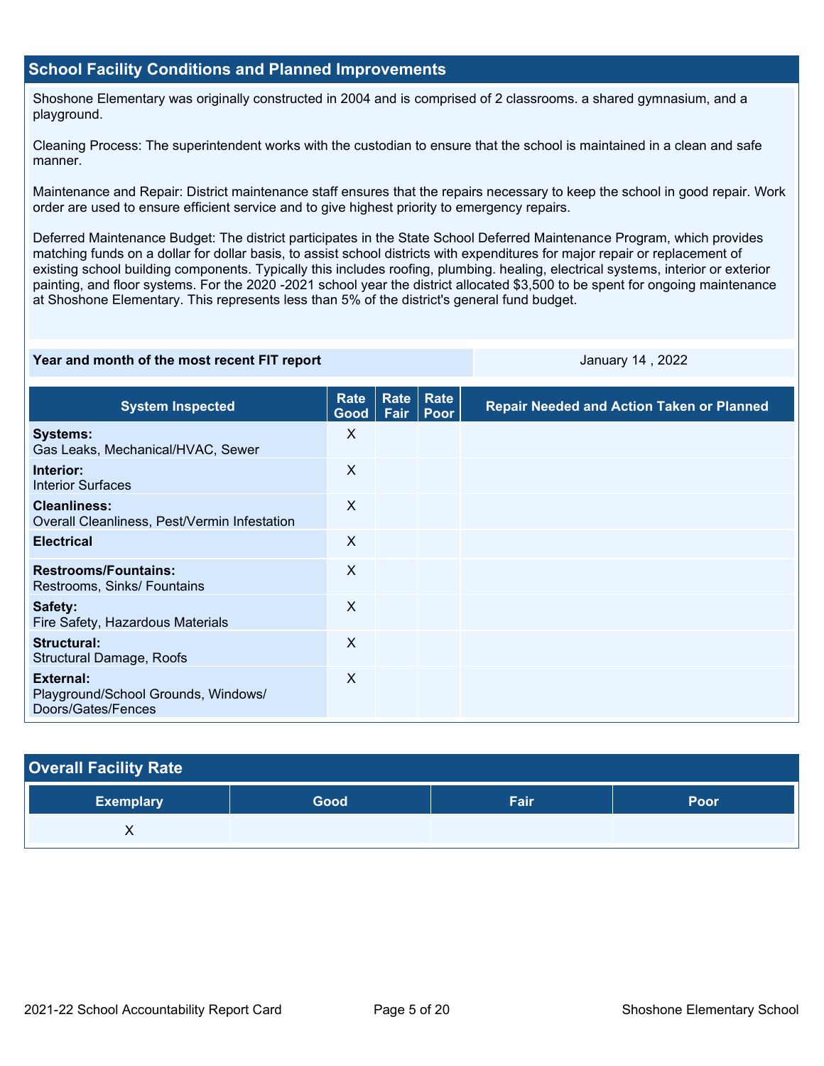## School Facility Conditions and Planned Improvements

Shoshone Elementary was originally constructed in 2004 and is comprised of 2 classrooms. a shared gymnasium, and a playground.

Cleaning Process: The superintendent works with the custodian to ensure that the school is maintained in a clean and safe manner.

Maintenance and Repair: District maintenance staff ensures that the repairs necessary to keep the school in good repair. Work order are used to ensure efficient service and to give highest priority to emergency repairs.

Deferred Maintenance Budget: The district participates in the State School Deferred Maintenance Program, which provides matching funds on a dollar for dollar basis, to assist school districts with expenditures for major repair or replacement of existing school building components. Typically this includes roofing, plumbing. healing, electrical systems, interior or exterior painting, and floor systems. For the 2020 -2021 school year the district allocated $3,500 to be spent for ongoing maintenance at Shoshone Elementary. This represents less than 5% of the district's general fund budget.

| Year and month of the most recent FIT report | January 14 , 2022 |
| --- | --- |

| System Inspected | Rate Good | Rate Fair | Rate Poor | Repair Needed and Action Taken or Planned |
| --- | --- | --- | --- | --- |
| **Systems:** Gas Leaks, Mechanical/HVAC, Sewer | X | | | |
| **Interior:** Interior Surfaces | X | | | |
| **Cleanliness:** Overall Cleanliness, Pest/Vermin Infestation | X | | | |
| **Electrical** | X | | | |
| **Restrooms/Fountains:** Restrooms, Sinks/ Fountains | X | | | |
| **Safety:** Fire Safety, Hazardous Materials | X | | | |
| **Structural:** Structural Damage, Roofs | X | | | |
| **External:** Playground/School Grounds, Windows/ Doors/Gates/Fences | X | | | |

## Overall Facility Rate

| Exemplary | Good | Fair | Poor |
| --- | --- | --- | --- |
| X | | | |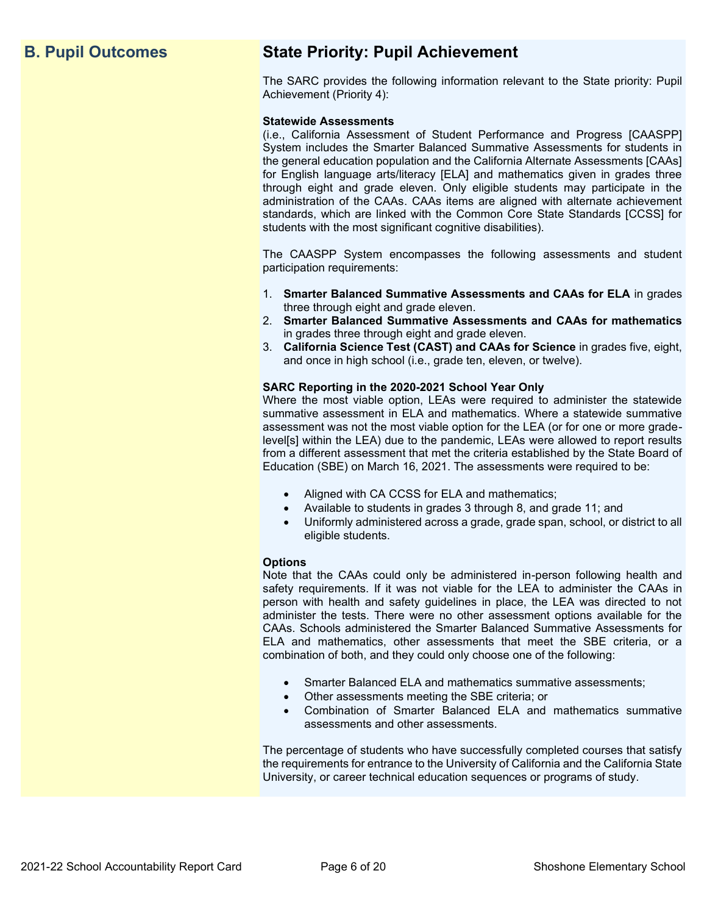## B. Pupil Outcomes

## State Priority: Pupil Achievement

The SARC provides the following information relevant to the State priority: Pupil Achievement (Priority 4):

**Statewide Assessments**
(i.e., California Assessment of Student Performance and Progress [CAASPP] System includes the Smarter Balanced Summative Assessments for students in the general education population and the California Alternate Assessments [CAAs] for English language arts/literacy [ELA] and mathematics given in grades three through eight and grade eleven. Only eligible students may participate in the administration of the CAAs. CAAs items are aligned with alternate achievement standards, which are linked with the Common Core State Standards [CCSS] for students with the most significant cognitive disabilities).

The CAASPP System encompasses the following assessments and student participation requirements:

1. **Smarter Balanced Summative Assessments and CAAs for ELA** in grades three through eight and grade eleven.
2. **Smarter Balanced Summative Assessments and CAAs for mathematics** in grades three through eight and grade eleven.
3. **California Science Test (CAST) and CAAs for Science** in grades five, eight, and once in high school (i.e., grade ten, eleven, or twelve).

**SARC Reporting in the 2020-2021 School Year Only**
Where the most viable option, LEAs were required to administer the statewide summative assessment in ELA and mathematics. Where a statewide summative assessment was not the most viable option for the LEA (or for one or more grade-level[s] within the LEA) due to the pandemic, LEAs were allowed to report results from a different assessment that met the criteria established by the State Board of Education (SBE) on March 16, 2021. The assessments were required to be:

- Aligned with CA CCSS for ELA and mathematics;
- Available to students in grades 3 through 8, and grade 11; and
- Uniformly administered across a grade, grade span, school, or district to all eligible students.

**Options**
Note that the CAAs could only be administered in-person following health and safety requirements. If it was not viable for the LEA to administer the CAAs in person with health and safety guidelines in place, the LEA was directed to not administer the tests. There were no other assessment options available for the CAAs. Schools administered the Smarter Balanced Summative Assessments for ELA and mathematics, other assessments that meet the SBE criteria, or a combination of both, and they could only choose one of the following:

- Smarter Balanced ELA and mathematics summative assessments;
- Other assessments meeting the SBE criteria; or
- Combination of Smarter Balanced ELA and mathematics summative assessments and other assessments.

The percentage of students who have successfully completed courses that satisfy the requirements for entrance to the University of California and the California State University, or career technical education sequences or programs of study.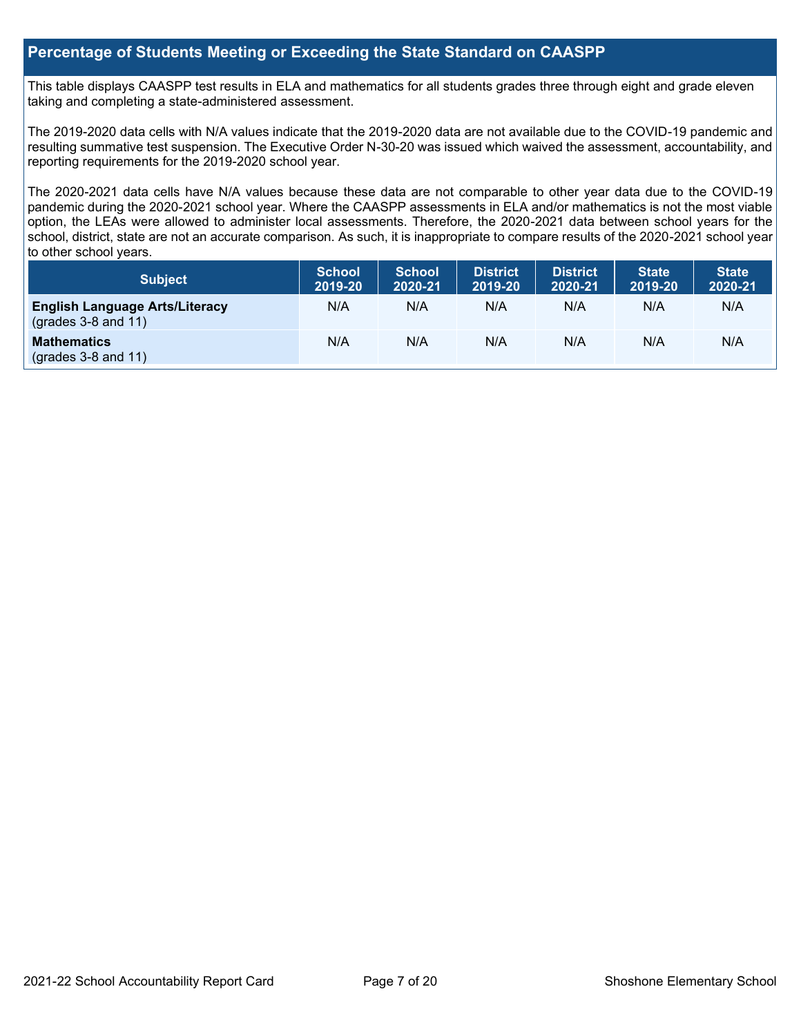## Percentage of Students Meeting or Exceeding the State Standard on CAASPP

This table displays CAASPP test results in ELA and mathematics for all students grades three through eight and grade eleven taking and completing a state-administered assessment.

The 2019-2020 data cells with N/A values indicate that the 2019-2020 data are not available due to the COVID-19 pandemic and resulting summative test suspension. The Executive Order N-30-20 was issued which waived the assessment, accountability, and reporting requirements for the 2019-2020 school year.

The 2020-2021 data cells have N/A values because these data are not comparable to other year data due to the COVID-19 pandemic during the 2020-2021 school year. Where the CAASPP assessments in ELA and/or mathematics is not the most viable option, the LEAs were allowed to administer local assessments. Therefore, the 2020-2021 data between school years for the school, district, state are not an accurate comparison. As such, it is inappropriate to compare results of the 2020-2021 school year to other school years.

| Subject | School 2019-20 | School 2020-21 | District 2019-20 | District 2020-21 | State 2019-20 | State 2020-21 |
|---|---|---|---|---|---|---|
| **English Language Arts/Literacy** (grades 3-8 and 11) | N/A | N/A | N/A | N/A | N/A | N/A |
| **Mathematics** (grades 3-8 and 11) | N/A | N/A | N/A | N/A | N/A | N/A |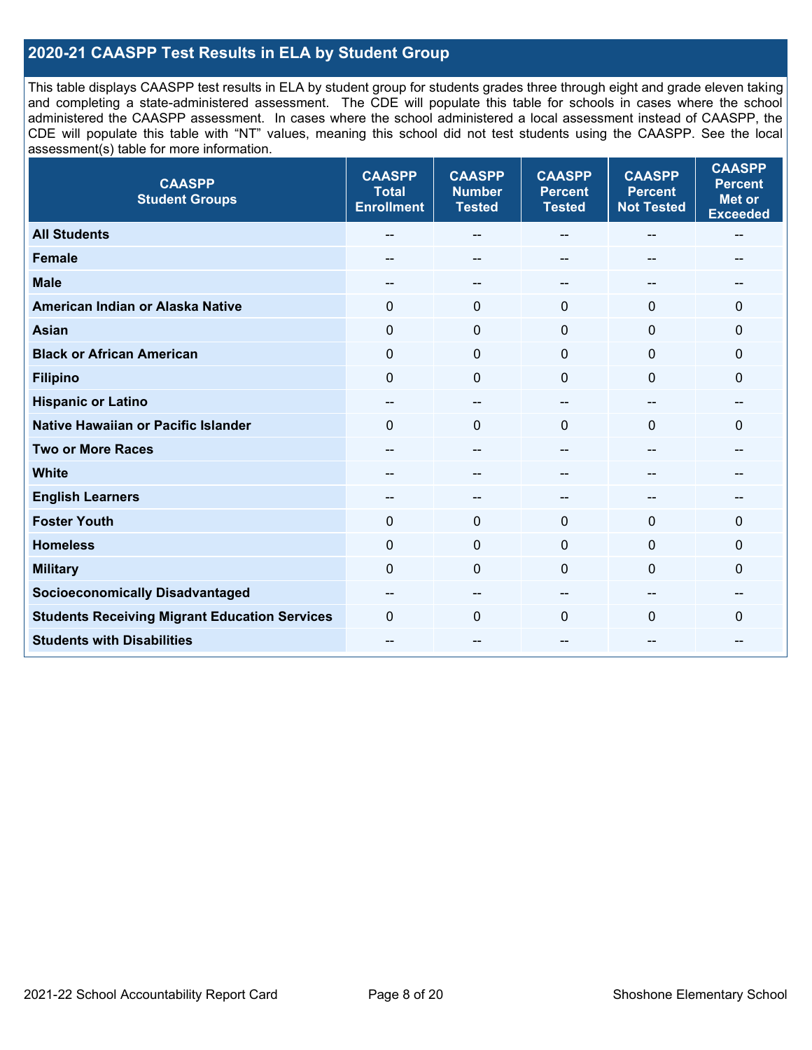## 2020-21 CAASPP Test Results in ELA by Student Group

This table displays CAASPP test results in ELA by student group for students grades three through eight and grade eleven taking and completing a state-administered assessment. The CDE will populate this table for schools in cases where the school administered the CAASPP assessment. In cases where the school administered a local assessment instead of CAASPP, the CDE will populate this table with "NT" values, meaning this school did not test students using the CAASPP. See the local assessment(s) table for more information.

| CAASPP Student Groups | CAASPP Total Enrollment | CAASPP Number Tested | CAASPP Percent Tested | CAASPP Percent Not Tested | CAASPP Percent Met or Exceeded |
|---|---|---|---|---|---|
| All Students | -- | -- | -- | -- | -- |
| Female | -- | -- | -- | -- | -- |
| Male | -- | -- | -- | -- | -- |
| American Indian or Alaska Native | 0 | 0 | 0 | 0 | 0 |
| Asian | 0 | 0 | 0 | 0 | 0 |
| Black or African American | 0 | 0 | 0 | 0 | 0 |
| Filipino | 0 | 0 | 0 | 0 | 0 |
| Hispanic or Latino | -- | -- | -- | -- | -- |
| Native Hawaiian or Pacific Islander | 0 | 0 | 0 | 0 | 0 |
| Two or More Races | -- | -- | -- | -- | -- |
| White | -- | -- | -- | -- | -- |
| English Learners | -- | -- | -- | -- | -- |
| Foster Youth | 0 | 0 | 0 | 0 | 0 |
| Homeless | 0 | 0 | 0 | 0 | 0 |
| Military | 0 | 0 | 0 | 0 | 0 |
| Socioeconomically Disadvantaged | -- | -- | -- | -- | -- |
| Students Receiving Migrant Education Services | 0 | 0 | 0 | 0 | 0 |
| Students with Disabilities | -- | -- | -- | -- | -- |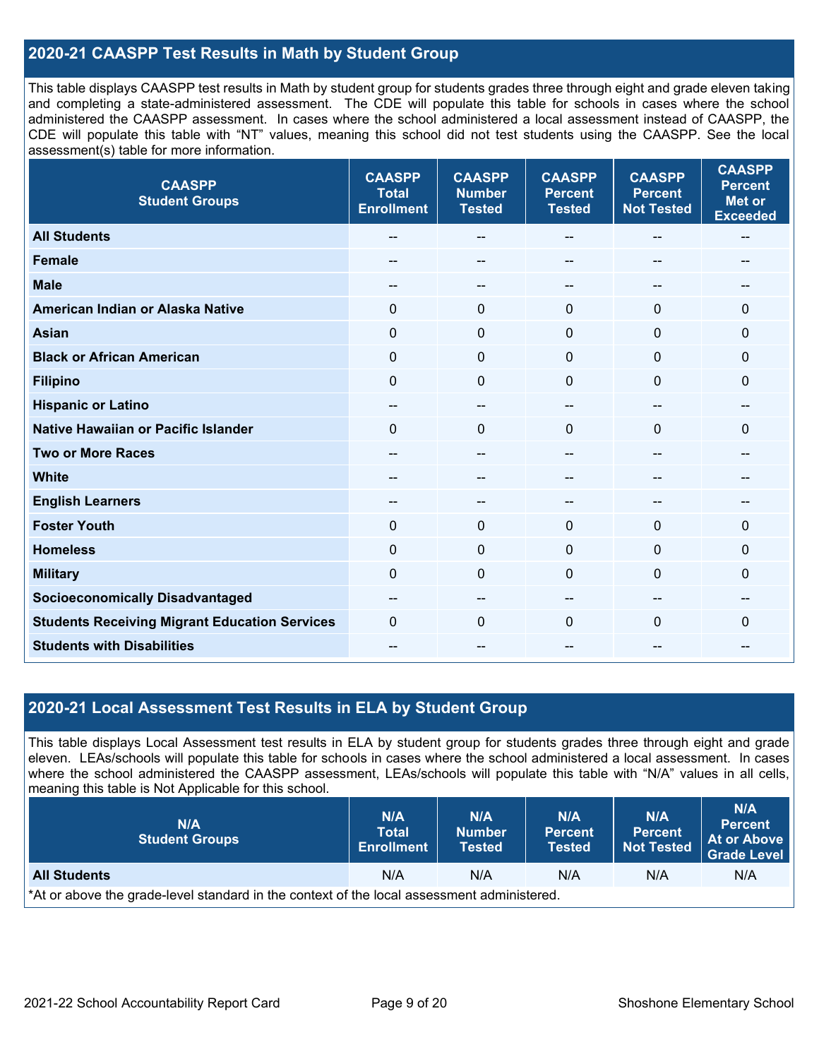## 2020-21 CAASPP Test Results in Math by Student Group

This table displays CAASPP test results in Math by student group for students grades three through eight and grade eleven taking and completing a state-administered assessment. The CDE will populate this table for schools in cases where the school administered the CAASPP assessment. In cases where the school administered a local assessment instead of CAASPP, the CDE will populate this table with "NT" values, meaning this school did not test students using the CAASPP. See the local assessment(s) table for more information.

| CAASPP Student Groups | CAASPP Total Enrollment | CAASPP Number Tested | CAASPP Percent Tested | CAASPP Percent Not Tested | CAASPP Percent Met or Exceeded |
|---|---|---|---|---|---|
| **All Students** | -- | -- | -- | -- | -- |
| **Female** | -- | -- | -- | -- | -- |
| **Male** | -- | -- | -- | -- | -- |
| **American Indian or Alaska Native** | 0 | 0 | 0 | 0 | 0 |
| **Asian** | 0 | 0 | 0 | 0 | 0 |
| **Black or African American** | 0 | 0 | 0 | 0 | 0 |
| **Filipino** | 0 | 0 | 0 | 0 | 0 |
| **Hispanic or Latino** | -- | -- | -- | -- | -- |
| **Native Hawaiian or Pacific Islander** | 0 | 0 | 0 | 0 | 0 |
| **Two or More Races** | -- | -- | -- | -- | -- |
| **White** | -- | -- | -- | -- | -- |
| **English Learners** | -- | -- | -- | -- | -- |
| **Foster Youth** | 0 | 0 | 0 | 0 | 0 |
| **Homeless** | 0 | 0 | 0 | 0 | 0 |
| **Military** | 0 | 0 | 0 | 0 | 0 |
| **Socioeconomically Disadvantaged** | -- | -- | -- | -- | -- |
| **Students Receiving Migrant Education Services** | 0 | 0 | 0 | 0 | 0 |
| **Students with Disabilities** | -- | -- | -- | -- | -- |

## 2020-21 Local Assessment Test Results in ELA by Student Group

This table displays Local Assessment test results in ELA by student group for students grades three through eight and grade eleven. LEAs/schools will populate this table for schools in cases where the school administered a local assessment. In cases where the school administered the CAASPP assessment, LEAs/schools will populate this table with "N/A" values in all cells, meaning this table is Not Applicable for this school.

| N/A Student Groups | N/A Total Enrollment | N/A Number Tested | N/A Percent Tested | N/A Percent Not Tested | N/A Percent At or Above Grade Level |
|---|---|---|---|---|---|
| **All Students** | N/A | N/A | N/A | N/A | N/A |

*At or above the grade-level standard in the context of the local assessment administered.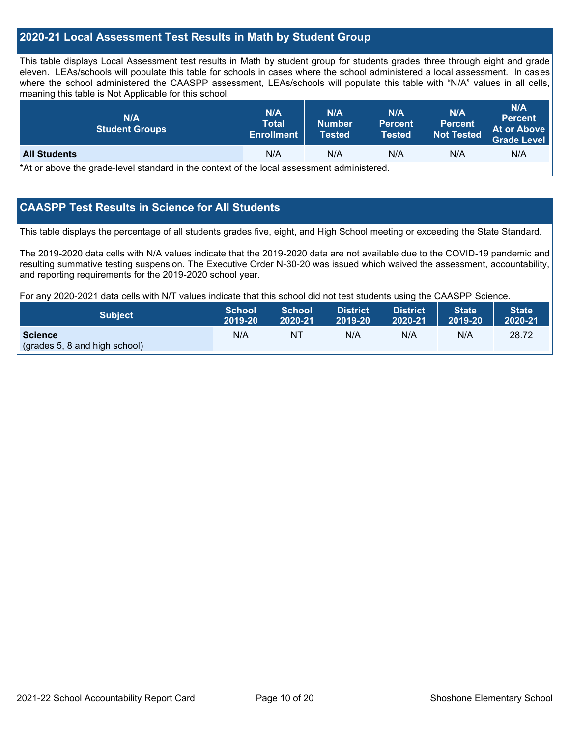## 2020-21 Local Assessment Test Results in Math by Student Group

This table displays Local Assessment test results in Math by student group for students grades three through eight and grade eleven. LEAs/schools will populate this table for schools in cases where the school administered a local assessment. In cases where the school administered the CAASPP assessment, LEAs/schools will populate this table with "N/A" values in all cells, meaning this table is Not Applicable for this school.

| N/A Student Groups | N/A Total Enrollment | N/A Number Tested | N/A Percent Tested | N/A Percent Not Tested | N/A Percent At or Above Grade Level |
|---|---|---|---|---|---|
| **All Students** | N/A | N/A | N/A | N/A | N/A |

*At or above the grade-level standard in the context of the local assessment administered.

## CAASPP Test Results in Science for All Students

This table displays the percentage of all students grades five, eight, and High School meeting or exceeding the State Standard.

The 2019-2020 data cells with N/A values indicate that the 2019-2020 data are not available due to the COVID-19 pandemic and resulting summative testing suspension. The Executive Order N-30-20 was issued which waived the assessment, accountability, and reporting requirements for the 2019-2020 school year.

For any 2020-2021 data cells with N/T values indicate that this school did not test students using the CAASPP Science.

| Subject | School 2019-20 | School 2020-21 | District 2019-20 | District 2020-21 | State 2019-20 | State 2020-21 |
|---|---|---|---|---|---|---|
| **Science** (grades 5, 8 and high school) | N/A | NT | N/A | N/A | N/A | 28.72 |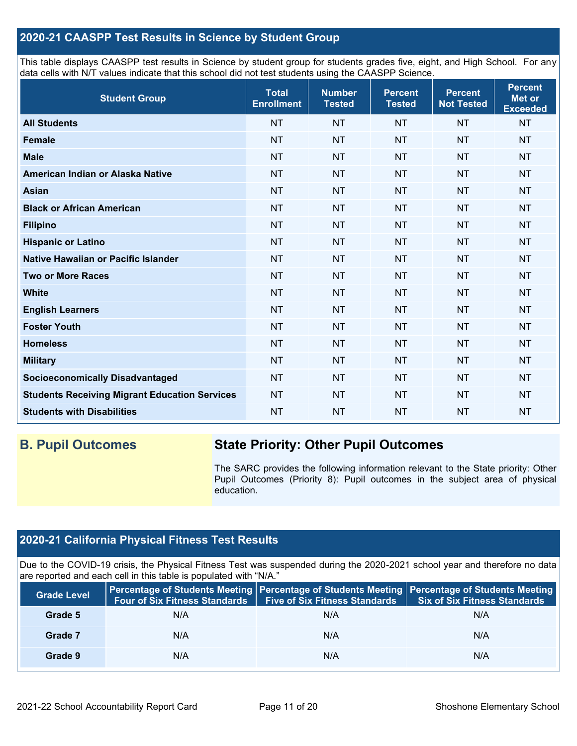## 2020-21 CAASPP Test Results in Science by Student Group

This table displays CAASPP test results in Science by student group for students grades five, eight, and High School. For any data cells with N/T values indicate that this school did not test students using the CAASPP Science.

| Student Group | Total Enrollment | Number Tested | Percent Tested | Percent Not Tested | Percent Met or Exceeded |
|---|---|---|---|---|---|
| **All Students** | NT | NT | NT | NT | NT |
| **Female** | NT | NT | NT | NT | NT |
| **Male** | NT | NT | NT | NT | NT |
| **American Indian or Alaska Native** | NT | NT | NT | NT | NT |
| **Asian** | NT | NT | NT | NT | NT |
| **Black or African American** | NT | NT | NT | NT | NT |
| **Filipino** | NT | NT | NT | NT | NT |
| **Hispanic or Latino** | NT | NT | NT | NT | NT |
| **Native Hawaiian or Pacific Islander** | NT | NT | NT | NT | NT |
| **Two or More Races** | NT | NT | NT | NT | NT |
| **White** | NT | NT | NT | NT | NT |
| **English Learners** | NT | NT | NT | NT | NT |
| **Foster Youth** | NT | NT | NT | NT | NT |
| **Homeless** | NT | NT | NT | NT | NT |
| **Military** | NT | NT | NT | NT | NT |
| **Socioeconomically Disadvantaged** | NT | NT | NT | NT | NT |
| **Students Receiving Migrant Education Services** | NT | NT | NT | NT | NT |
| **Students with Disabilities** | NT | NT | NT | NT | NT |

## B. Pupil Outcomes

### State Priority: Other Pupil Outcomes

The SARC provides the following information relevant to the State priority: Other Pupil Outcomes (Priority 8): Pupil outcomes in the subject area of physical education.

## 2020-21 California Physical Fitness Test Results

Due to the COVID-19 crisis, the Physical Fitness Test was suspended during the 2020-2021 school year and therefore no data are reported and each cell in this table is populated with "N/A."

| Grade Level | Percentage of Students Meeting Four of Six Fitness Standards | Percentage of Students Meeting Five of Six Fitness Standards | Percentage of Students Meeting Six of Six Fitness Standards |
|---|---|---|---|
| **Grade 5** | N/A | N/A | N/A |
| **Grade 7** | N/A | N/A | N/A |
| **Grade 9** | N/A | N/A | N/A |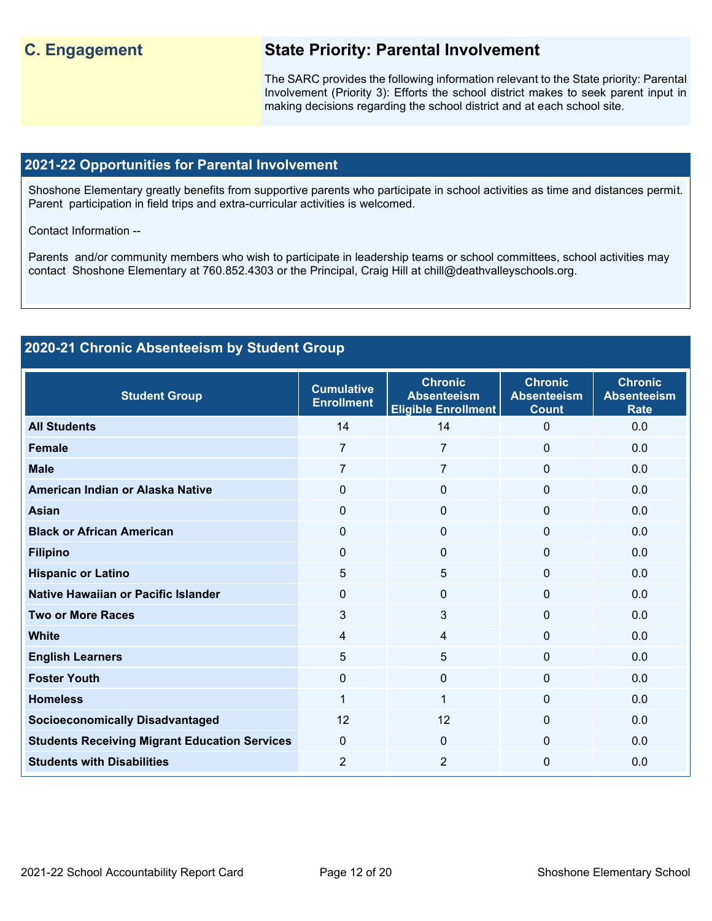## C. Engagement

### State Priority: Parental Involvement

The SARC provides the following information relevant to the State priority: Parental Involvement (Priority 3): Efforts the school district makes to seek parent input in making decisions regarding the school district and at each school site.

### 2021-22 Opportunities for Parental Involvement

Shoshone Elementary greatly benefits from supportive parents who participate in school activities as time and distances permit. Parent participation in field trips and extra-curricular activities is welcomed.

Contact Information --

Parents and/or community members who wish to participate in leadership teams or school committees, school activities may contact Shoshone Elementary at 760.852.4303 or the Principal, Craig Hill at chill@deathvalleyschools.org.

### 2020-21 Chronic Absenteeism by Student Group

| Student Group | Cumulative Enrollment | Chronic Absenteeism Eligible Enrollment | Chronic Absenteeism Count | Chronic Absenteeism Rate |
|---|---|---|---|---|
| **All Students** | 14 | 14 | 0 | 0.0 |
| **Female** | 7 | 7 | 0 | 0.0 |
| **Male** | 7 | 7 | 0 | 0.0 |
| **American Indian or Alaska Native** | 0 | 0 | 0 | 0.0 |
| **Asian** | 0 | 0 | 0 | 0.0 |
| **Black or African American** | 0 | 0 | 0 | 0.0 |
| **Filipino** | 0 | 0 | 0 | 0.0 |
| **Hispanic or Latino** | 5 | 5 | 0 | 0.0 |
| **Native Hawaiian or Pacific Islander** | 0 | 0 | 0 | 0.0 |
| **Two or More Races** | 3 | 3 | 0 | 0.0 |
| **White** | 4 | 4 | 0 | 0.0 |
| **English Learners** | 5 | 5 | 0 | 0.0 |
| **Foster Youth** | 0 | 0 | 0 | 0.0 |
| **Homeless** | 1 | 1 | 0 | 0.0 |
| **Socioeconomically Disadvantaged** | 12 | 12 | 0 | 0.0 |
| **Students Receiving Migrant Education Services** | 0 | 0 | 0 | 0.0 |
| **Students with Disabilities** | 2 | 2 | 0 | 0.0 |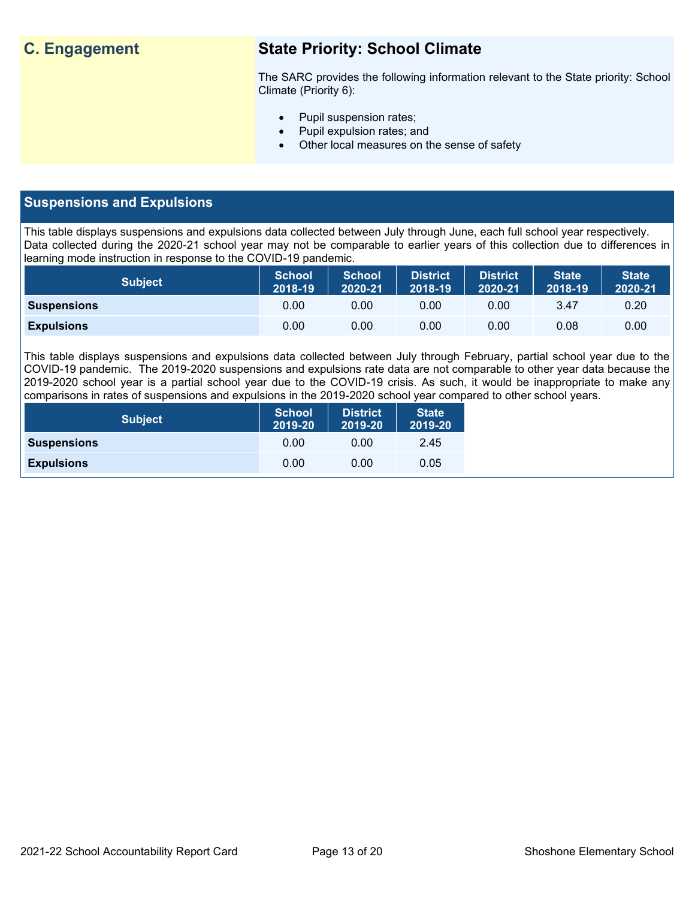## C. Engagement

### State Priority: School Climate

The SARC provides the following information relevant to the State priority: School Climate (Priority 6):

- Pupil suspension rates;
- Pupil expulsion rates; and
- Other local measures on the sense of safety

## Suspensions and Expulsions

This table displays suspensions and expulsions data collected between July through June, each full school year respectively. Data collected during the 2020-21 school year may not be comparable to earlier years of this collection due to differences in learning mode instruction in response to the COVID-19 pandemic.

| Subject | School 2018-19 | School 2020-21 | District 2018-19 | District 2020-21 | State 2018-19 | State 2020-21 |
|---|---|---|---|---|---|---|
| **Suspensions** | 0.00 | 0.00 | 0.00 | 0.00 | 3.47 | 0.20 |
| **Expulsions** | 0.00 | 0.00 | 0.00 | 0.00 | 0.08 | 0.00 |

This table displays suspensions and expulsions data collected between July through February, partial school year due to the COVID-19 pandemic. The 2019-2020 suspensions and expulsions rate data are not comparable to other year data because the 2019-2020 school year is a partial school year due to the COVID-19 crisis. As such, it would be inappropriate to make any comparisons in rates of suspensions and expulsions in the 2019-2020 school year compared to other school years.

| Subject | School 2019-20 | District 2019-20 | State 2019-20 |
|---|---|---|---|
| **Suspensions** | 0.00 | 0.00 | 2.45 |
| **Expulsions** | 0.00 | 0.00 | 0.05 |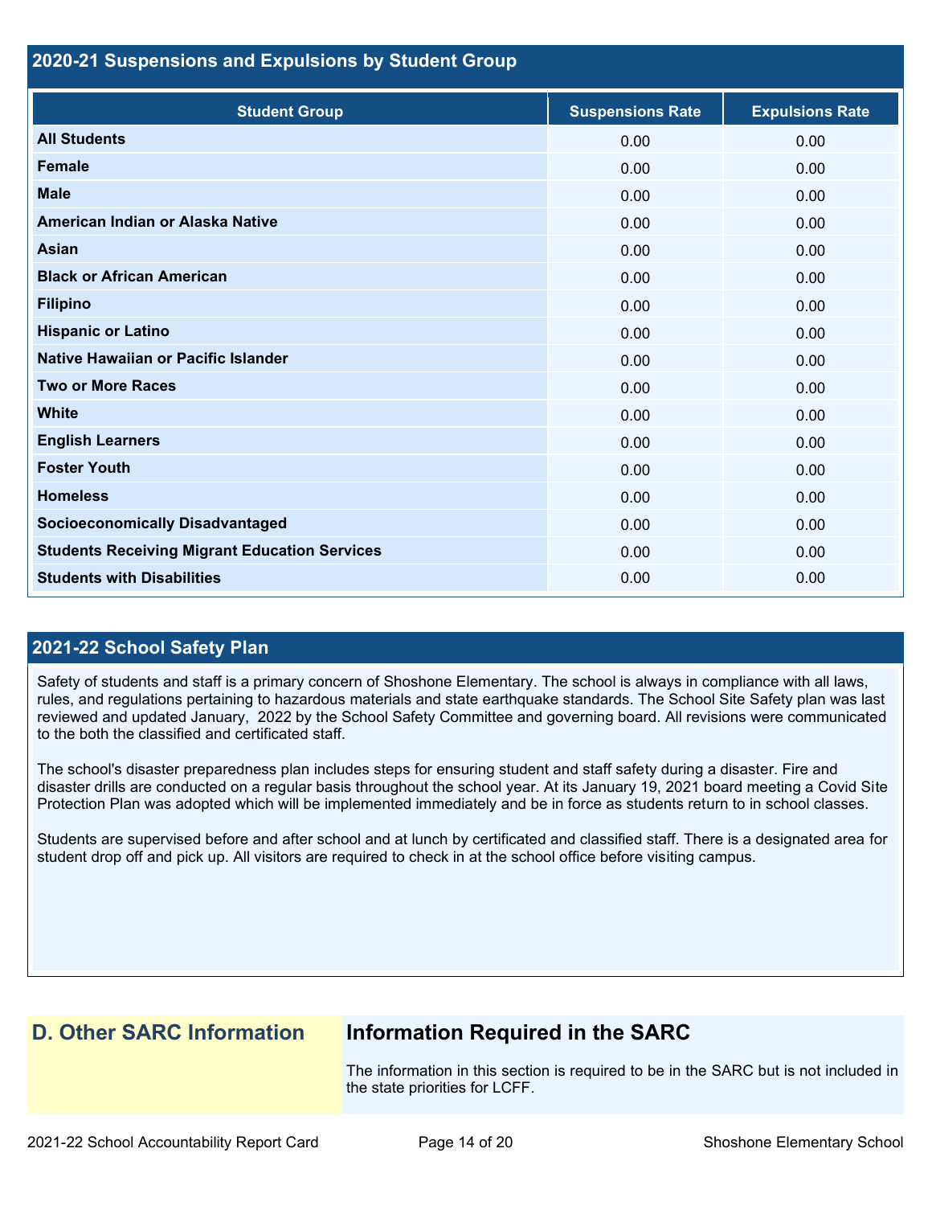## 2020-21 Suspensions and Expulsions by Student Group

| Student Group | Suspensions Rate | Expulsions Rate |
| --- | --- | --- |
| **All Students** | 0.00 | 0.00 |
| **Female** | 0.00 | 0.00 |
| **Male** | 0.00 | 0.00 |
| **American Indian or Alaska Native** | 0.00 | 0.00 |
| **Asian** | 0.00 | 0.00 |
| **Black or African American** | 0.00 | 0.00 |
| **Filipino** | 0.00 | 0.00 |
| **Hispanic or Latino** | 0.00 | 0.00 |
| **Native Hawaiian or Pacific Islander** | 0.00 | 0.00 |
| **Two or More Races** | 0.00 | 0.00 |
| **White** | 0.00 | 0.00 |
| **English Learners** | 0.00 | 0.00 |
| **Foster Youth** | 0.00 | 0.00 |
| **Homeless** | 0.00 | 0.00 |
| **Socioeconomically Disadvantaged** | 0.00 | 0.00 |
| **Students Receiving Migrant Education Services** | 0.00 | 0.00 |
| **Students with Disabilities** | 0.00 | 0.00 |

## 2021-22 School Safety Plan

Safety of students and staff is a primary concern of Shoshone Elementary. The school is always in compliance with all laws, rules, and regulations pertaining to hazardous materials and state earthquake standards. The School Site Safety plan was last reviewed and updated January, 2022 by the School Safety Committee and governing board. All revisions were communicated to the both the classified and certificated staff.

The school's disaster preparedness plan includes steps for ensuring student and staff safety during a disaster. Fire and disaster drills are conducted on a regular basis throughout the school year. At its January 19, 2021 board meeting a Covid Site Protection Plan was adopted which will be implemented immediately and be in force as students return to in school classes.

Students are supervised before and after school and at lunch by certificated and classified staff. There is a designated area for student drop off and pick up. All visitors are required to check in at the school office before visiting campus.

## D. Other SARC Information

## Information Required in the SARC

The information in this section is required to be in the SARC but is not included in the state priorities for LCFF.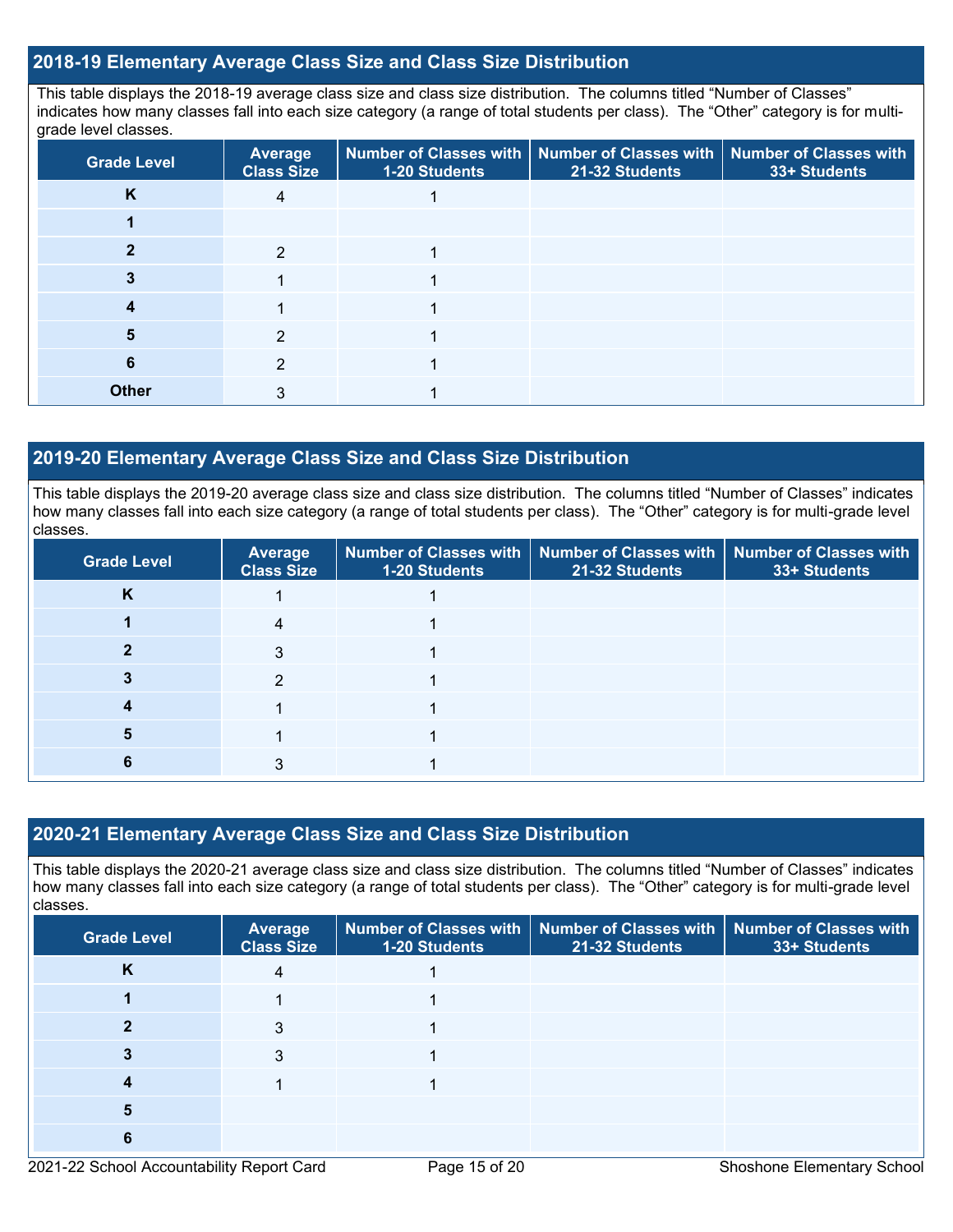## 2018-19 Elementary Average Class Size and Class Size Distribution

This table displays the 2018-19 average class size and class size distribution. The columns titled "Number of Classes" indicates how many classes fall into each size category (a range of total students per class). The "Other" category is for multi-grade level classes.

| Grade Level | Average Class Size | Number of Classes with 1-20 Students | Number of Classes with 21-32 Students | Number of Classes with 33+ Students |
|---|---|---|---|---|
| K | 4 | 1 | | |
| 1 | | | | |
| 2 | 2 | 1 | | |
| 3 | 1 | 1 | | |
| 4 | 1 | 1 | | |
| 5 | 2 | 1 | | |
| 6 | 2 | 1 | | |
| Other | 3 | 1 | | |

## 2019-20 Elementary Average Class Size and Class Size Distribution

This table displays the 2019-20 average class size and class size distribution. The columns titled "Number of Classes" indicates how many classes fall into each size category (a range of total students per class). The "Other" category is for multi-grade level classes.

| Grade Level | Average Class Size | Number of Classes with 1-20 Students | Number of Classes with 21-32 Students | Number of Classes with 33+ Students |
|---|---|---|---|---|
| K | 1 | 1 | | |
| 1 | 4 | 1 | | |
| 2 | 3 | 1 | | |
| 3 | 2 | 1 | | |
| 4 | 1 | 1 | | |
| 5 | 1 | 1 | | |
| 6 | 3 | 1 | | |

## 2020-21 Elementary Average Class Size and Class Size Distribution

This table displays the 2020-21 average class size and class size distribution. The columns titled "Number of Classes" indicates how many classes fall into each size category (a range of total students per class). The "Other" category is for multi-grade level classes.

| Grade Level | Average Class Size | Number of Classes with 1-20 Students | Number of Classes with 21-32 Students | Number of Classes with 33+ Students |
|---|---|---|---|---|
| K | 4 | 1 | | |
| 1 | 1 | 1 | | |
| 2 | 3 | 1 | | |
| 3 | 3 | 1 | | |
| 4 | 1 | 1 | | |
| 5 | | | | |
| 6 | | | | |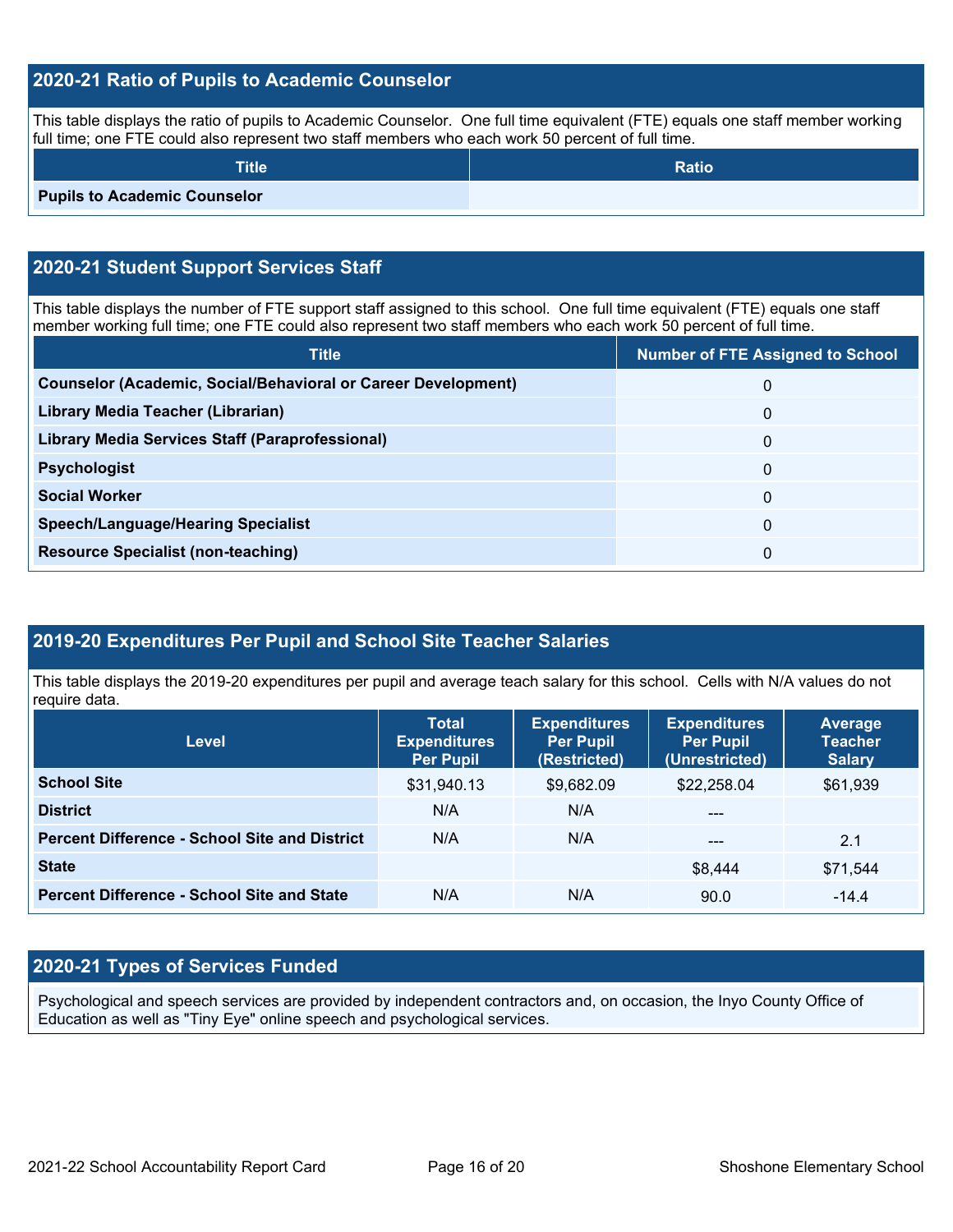## 2020-21 Ratio of Pupils to Academic Counselor

This table displays the ratio of pupils to Academic Counselor. One full time equivalent (FTE) equals one staff member working full time; one FTE could also represent two staff members who each work 50 percent of full time.

| Title | Ratio |
|---|---|
| **Pupils to Academic Counselor** | |

## 2020-21 Student Support Services Staff

This table displays the number of FTE support staff assigned to this school. One full time equivalent (FTE) equals one staff member working full time; one FTE could also represent two staff members who each work 50 percent of full time.

| Title | Number of FTE Assigned to School |
|---|---|
| **Counselor (Academic, Social/Behavioral or Career Development)** | 0 |
| **Library Media Teacher (Librarian)** | 0 |
| **Library Media Services Staff (Paraprofessional)** | 0 |
| **Psychologist** | 0 |
| **Social Worker** | 0 |
| **Speech/Language/Hearing Specialist** | 0 |
| **Resource Specialist (non-teaching)** | 0 |

## 2019-20 Expenditures Per Pupil and School Site Teacher Salaries

This table displays the 2019-20 expenditures per pupil and average teach salary for this school. Cells with N/A values do not require data.

| Level | Total Expenditures Per Pupil | Expenditures Per Pupil (Restricted) | Expenditures Per Pupil (Unrestricted) | Average Teacher Salary |
|---|---|---|---|---|
| **School Site** | $31,940.13 | $9,682.09 | $22,258.04 | $61,939 |
| **District** | N/A | N/A | --- | |
| **Percent Difference - School Site and District** | N/A | N/A | --- | 2.1 |
| **State** | | | $8,444 | $71,544 |
| **Percent Difference - School Site and State** | N/A | N/A | 90.0 | -14.4 |

## 2020-21 Types of Services Funded

Psychological and speech services are provided by independent contractors and, on occasion, the Inyo County Office of Education as well as "Tiny Eye" online speech and psychological services.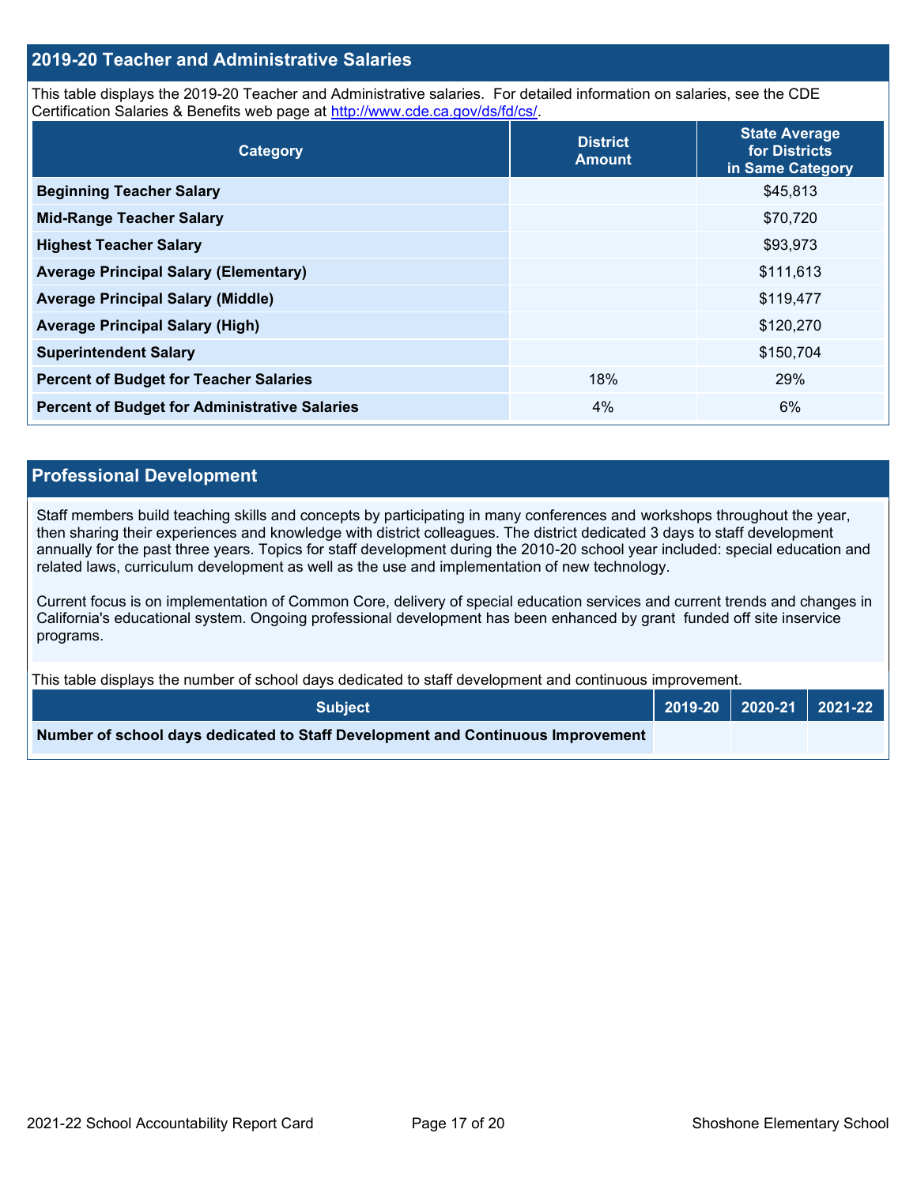## 2019-20 Teacher and Administrative Salaries

This table displays the 2019-20 Teacher and Administrative salaries. For detailed information on salaries, see the CDE Certification Salaries & Benefits web page at http://www.cde.ca.gov/ds/fd/cs/.

| Category | District Amount | State Average for Districts in Same Category |
|---|---|---|
| **Beginning Teacher Salary** | | $45,813 |
| **Mid-Range Teacher Salary** | | $70,720 |
| **Highest Teacher Salary** | | $93,973 |
| **Average Principal Salary (Elementary)** | | $111,613 |
| **Average Principal Salary (Middle)** | | $119,477 |
| **Average Principal Salary (High)** | | $120,270 |
| **Superintendent Salary** | | $150,704 |
| **Percent of Budget for Teacher Salaries** | 18% | 29% |
| **Percent of Budget for Administrative Salaries** | 4% | 6% |

## Professional Development

Staff members build teaching skills and concepts by participating in many conferences and workshops throughout the year, then sharing their experiences and knowledge with district colleagues. The district dedicated 3 days to staff development annually for the past three years. Topics for staff development during the 2010-20 school year included: special education and related laws, curriculum development as well as the use and implementation of new technology.

Current focus is on implementation of Common Core, delivery of special education services and current trends and changes in California's educational system. Ongoing professional development has been enhanced by grant funded off site inservice programs.

This table displays the number of school days dedicated to staff development and continuous improvement.

| Subject | 2019-20 | 2020-21 | 2021-22 |
|---|---|---|---|
| **Number of school days dedicated to Staff Development and Continuous Improvement** | | | |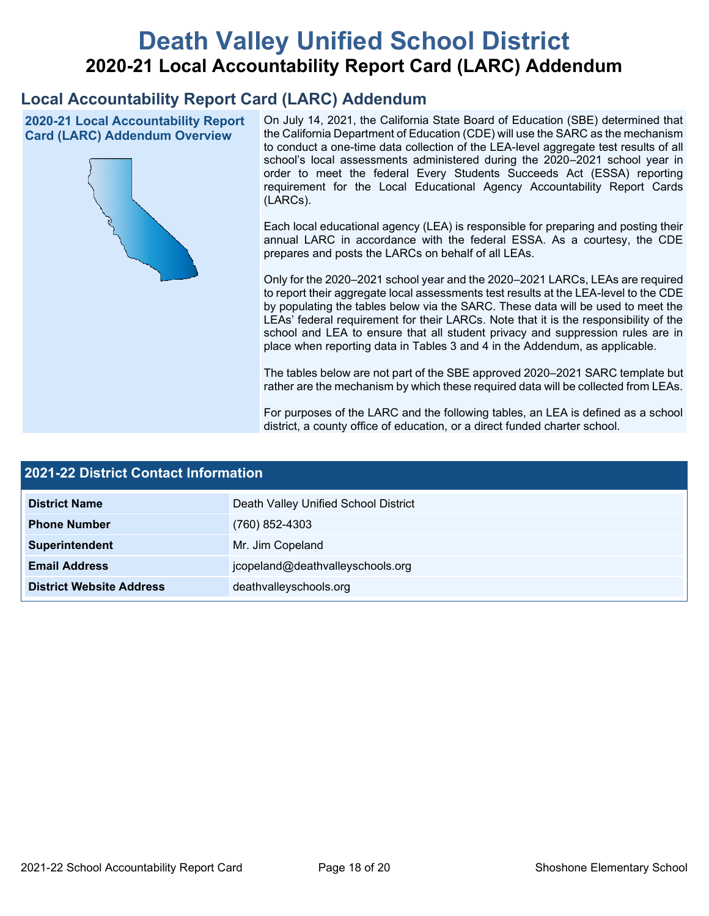# Death Valley Unified School District

## 2020-21 Local Accountability Report Card (LARC) Addendum

## Local Accountability Report Card (LARC) Addendum

### 2020-21 Local Accountability Report Card (LARC) Addendum Overview

On July 14, 2021, the California State Board of Education (SBE) determined that the California Department of Education (CDE) will use the SARC as the mechanism to conduct a one-time data collection of the LEA-level aggregate test results of all school's local assessments administered during the 2020–2021 school year in order to meet the federal Every Students Succeeds Act (ESSA) reporting requirement for the Local Educational Agency Accountability Report Cards (LARCs).

Each local educational agency (LEA) is responsible for preparing and posting their annual LARC in accordance with the federal ESSA. As a courtesy, the CDE prepares and posts the LARCs on behalf of all LEAs.

Only for the 2020–2021 school year and the 2020–2021 LARCs, LEAs are required to report their aggregate local assessments test results at the LEA-level to the CDE by populating the tables below via the SARC. These data will be used to meet the LEAs' federal requirement for their LARCs. Note that it is the responsibility of the school and LEA to ensure that all student privacy and suppression rules are in place when reporting data in Tables 3 and 4 in the Addendum, as applicable.

The tables below are not part of the SBE approved 2020–2021 SARC template but rather are the mechanism by which these required data will be collected from LEAs.

For purposes of the LARC and the following tables, an LEA is defined as a school district, a county office of education, or a direct funded charter school.

### 2021-22 District Contact Information

| 2021-22 District Contact Information | |
|---|---|
| **District Name** | Death Valley Unified School District |
| **Phone Number** | (760) 852-4303 |
| **Superintendent** | Mr. Jim Copeland |
| **Email Address** | jcopeland@deathvalleyschools.org |
| **District Website Address** | deathvalleyschools.org |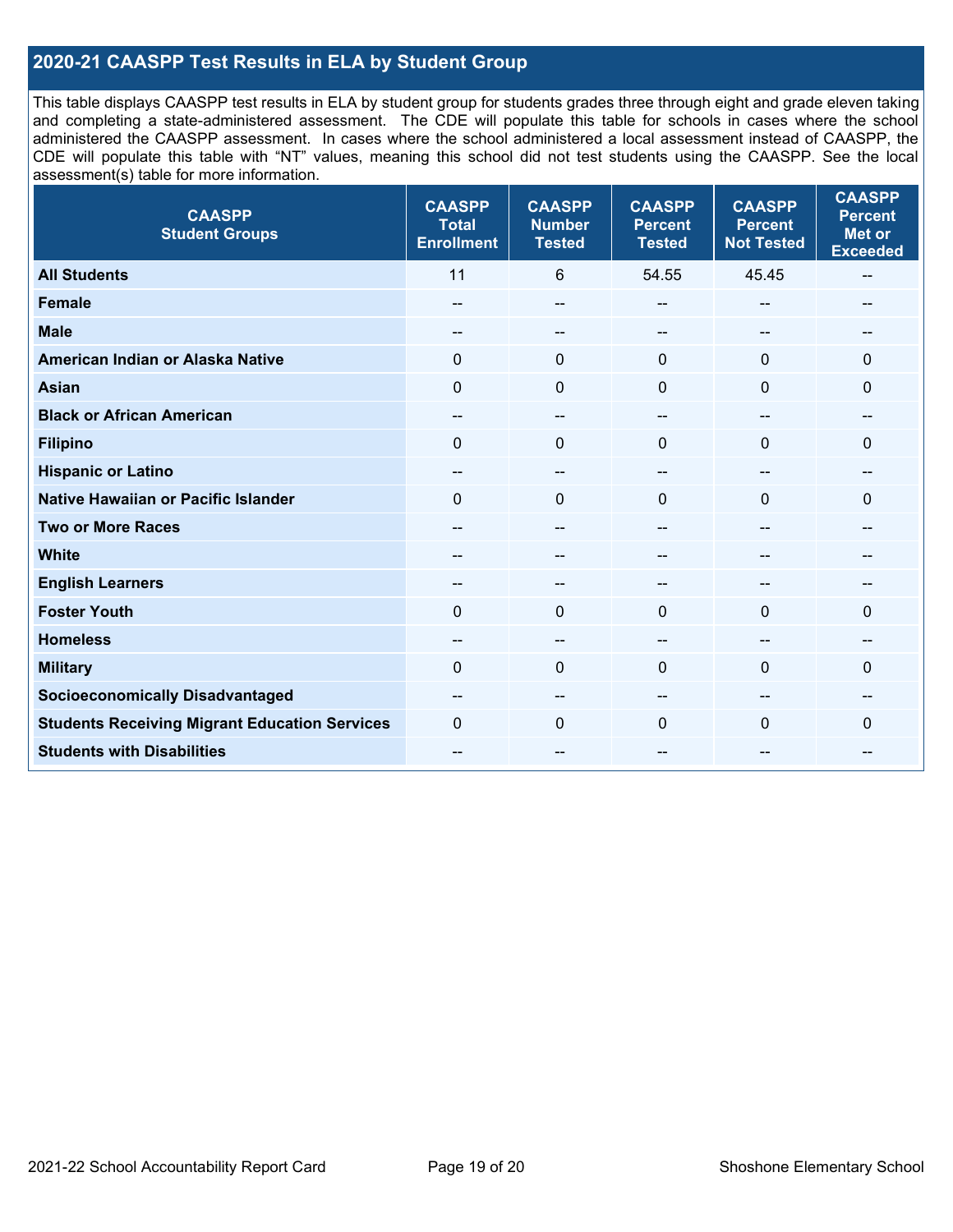## 2020-21 CAASPP Test Results in ELA by Student Group

This table displays CAASPP test results in ELA by student group for students grades three through eight and grade eleven taking and completing a state-administered assessment. The CDE will populate this table for schools in cases where the school administered the CAASPP assessment. In cases where the school administered a local assessment instead of CAASPP, the CDE will populate this table with "NT" values, meaning this school did not test students using the CAASPP. See the local assessment(s) table for more information.

| CAASPP Student Groups | CAASPP Total Enrollment | CAASPP Number Tested | CAASPP Percent Tested | CAASPP Percent Not Tested | CAASPP Percent Met or Exceeded |
|---|---|---|---|---|---|
| **All Students** | 11 | 6 | 54.55 | 45.45 | -- |
| **Female** | -- | -- | -- | -- | -- |
| **Male** | -- | -- | -- | -- | -- |
| **American Indian or Alaska Native** | 0 | 0 | 0 | 0 | 0 |
| **Asian** | 0 | 0 | 0 | 0 | 0 |
| **Black or African American** | -- | -- | -- | -- | -- |
| **Filipino** | 0 | 0 | 0 | 0 | 0 |
| **Hispanic or Latino** | -- | -- | -- | -- | -- |
| **Native Hawaiian or Pacific Islander** | 0 | 0 | 0 | 0 | 0 |
| **Two or More Races** | -- | -- | -- | -- | -- |
| **White** | -- | -- | -- | -- | -- |
| **English Learners** | -- | -- | -- | -- | -- |
| **Foster Youth** | 0 | 0 | 0 | 0 | 0 |
| **Homeless** | -- | -- | -- | -- | -- |
| **Military** | 0 | 0 | 0 | 0 | 0 |
| **Socioeconomically Disadvantaged** | -- | -- | -- | -- | -- |
| **Students Receiving Migrant Education Services** | 0 | 0 | 0 | 0 | 0 |
| **Students with Disabilities** | -- | -- | -- | -- | -- |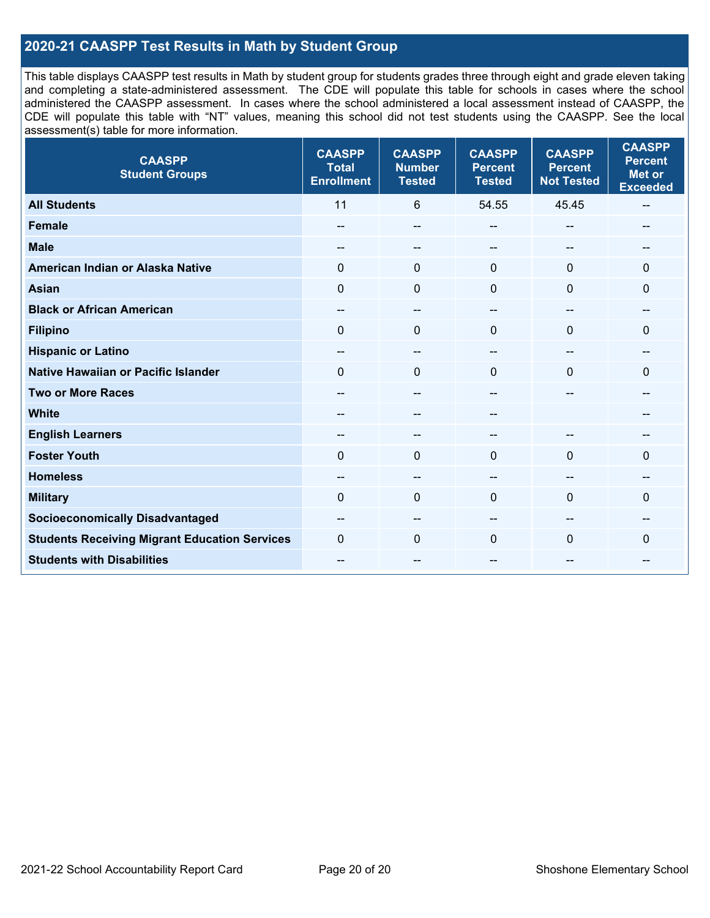## 2020-21 CAASPP Test Results in Math by Student Group

This table displays CAASPP test results in Math by student group for students grades three through eight and grade eleven taking and completing a state-administered assessment. The CDE will populate this table for schools in cases where the school administered the CAASPP assessment. In cases where the school administered a local assessment instead of CAASPP, the CDE will populate this table with "NT" values, meaning this school did not test students using the CAASPP. See the local assessment(s) table for more information.

| CAASPP Student Groups | CAASPP Total Enrollment | CAASPP Number Tested | CAASPP Percent Tested | CAASPP Percent Not Tested | CAASPP Percent Met or Exceeded |
|---|---|---|---|---|---|
| **All Students** | 11 | 6 | 54.55 | 45.45 | -- |
| **Female** | -- | -- | -- | -- | -- |
| **Male** | -- | -- | -- | -- | -- |
| **American Indian or Alaska Native** | 0 | 0 | 0 | 0 | 0 |
| **Asian** | 0 | 0 | 0 | 0 | 0 |
| **Black or African American** | -- | -- | -- | -- | -- |
| **Filipino** | 0 | 0 | 0 | 0 | 0 |
| **Hispanic or Latino** | -- | -- | -- | -- | -- |
| **Native Hawaiian or Pacific Islander** | 0 | 0 | 0 | 0 | 0 |
| **Two or More Races** | -- | -- | -- | -- | -- |
| **White** | -- | -- | -- | | -- |
| **English Learners** | -- | -- | -- | -- | -- |
| **Foster Youth** | 0 | 0 | 0 | 0 | 0 |
| **Homeless** | -- | -- | -- | -- | -- |
| **Military** | 0 | 0 | 0 | 0 | 0 |
| **Socioeconomically Disadvantaged** | -- | -- | -- | -- | -- |
| **Students Receiving Migrant Education Services** | 0 | 0 | 0 | 0 | 0 |
| **Students with Disabilities** | -- | -- | -- | -- | -- |